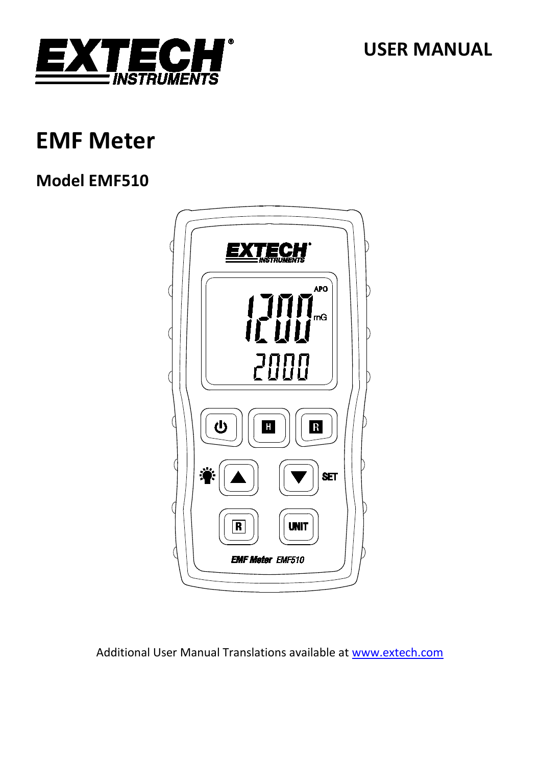# USER MANUAL

# EMF Meter

## Model EMF510

Additional User Manual Translations available at www.extech.com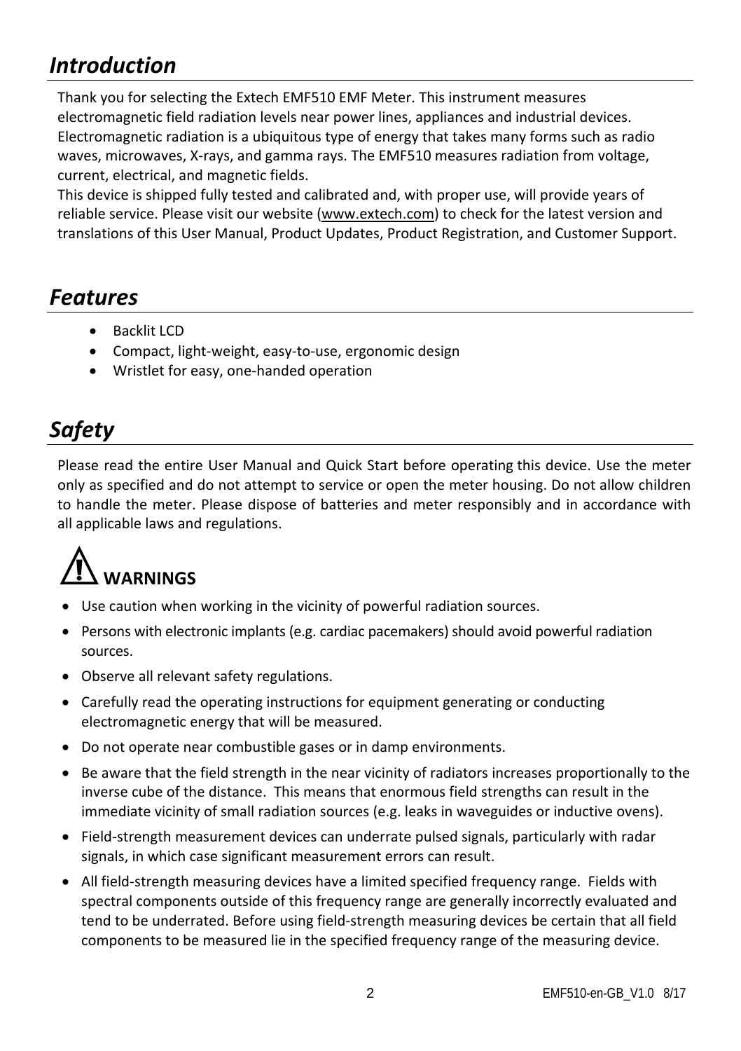# *Introduction*

Thank you for selecting the Extech EMF510 EMF Meter. This instrument measures electromagnetic field radiation levels near power lines, appliances and industrial devices. Electromagnetic radiation is a ubiquitous type of energy that takes many forms such as radio waves, microwaves, X-rays, and gamma rays. The EMF510 measures radiation from voltage, current, electrical, and magnetic fields.
This device is shipped fully tested and calibrated and, with proper use, will provide years of reliable service. Please visit our website (www.extech.com) to check for the latest version and translations of this User Manual, Product Updates, Product Registration, and Customer Support.

# *Features*

- Backlit LCD
- Compact, light-weight, easy-to-use, ergonomic design
- Wristlet for easy, one-handed operation

# *Safety*

Please read the entire User Manual and Quick Start before operating this device. Use the meter only as specified and do not attempt to service or open the meter housing. Do not allow children to handle the meter. Please dispose of batteries and meter responsibly and in accordance with all applicable laws and regulations.

## ⚠ WARNINGS

- Use caution when working in the vicinity of powerful radiation sources.
- Persons with electronic implants (e.g. cardiac pacemakers) should avoid powerful radiation sources.
- Observe all relevant safety regulations.
- Carefully read the operating instructions for equipment generating or conducting electromagnetic energy that will be measured.
- Do not operate near combustible gases or in damp environments.
- Be aware that the field strength in the near vicinity of radiators increases proportionally to the inverse cube of the distance. This means that enormous field strengths can result in the immediate vicinity of small radiation sources (e.g. leaks in waveguides or inductive ovens).
- Field-strength measurement devices can underrate pulsed signals, particularly with radar signals, in which case significant measurement errors can result.
- All field-strength measuring devices have a limited specified frequency range. Fields with spectral components outside of this frequency range are generally incorrectly evaluated and tend to be underrated. Before using field-strength measuring devices be certain that all field components to be measured lie in the specified frequency range of the measuring device.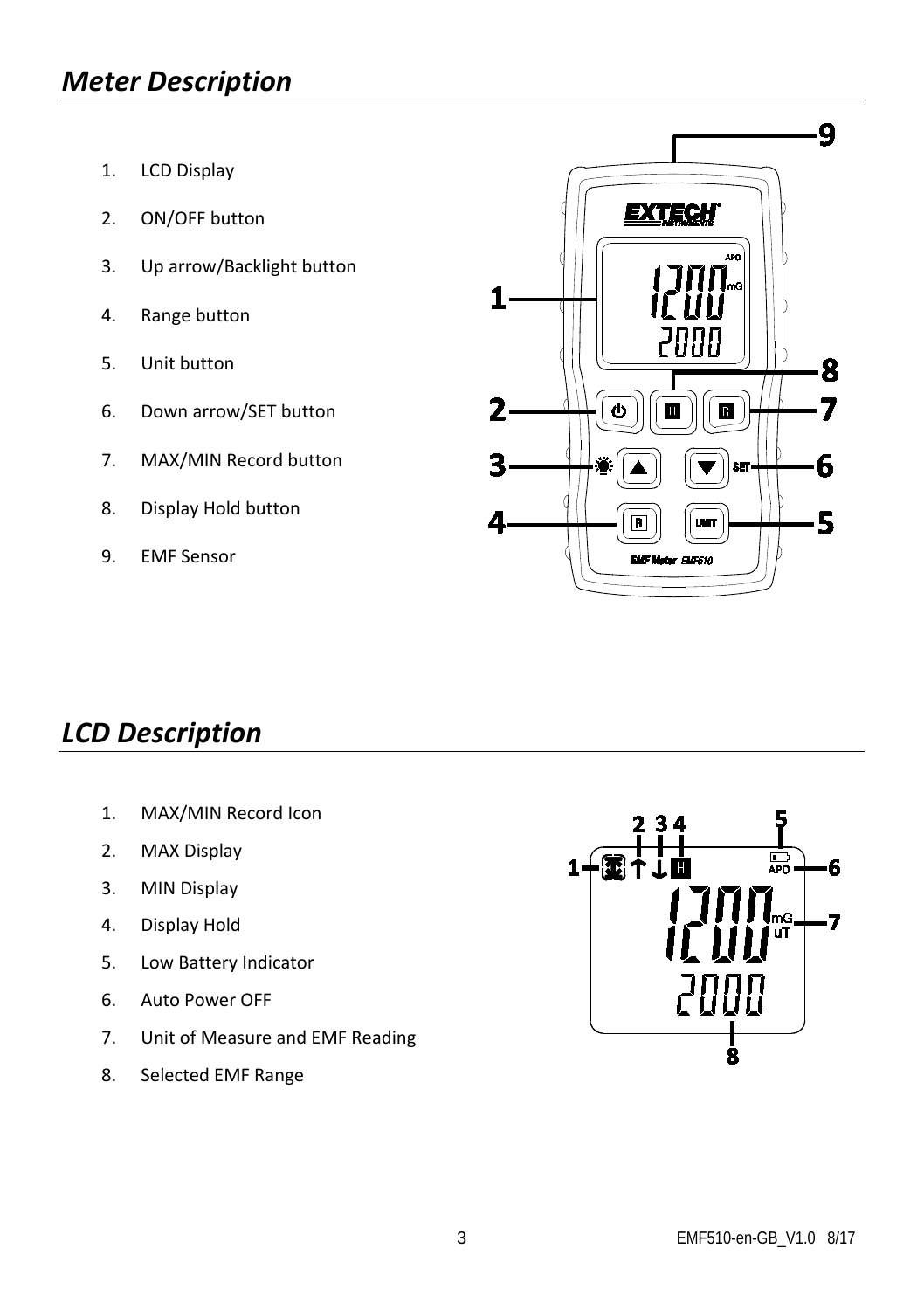## *Meter Description*

1. LCD Display
2. ON/OFF button
3. Up arrow/Backlight button
4. Range button
5. Unit button
6. Down arrow/SET button
7. MAX/MIN Record button
8. Display Hold button
9. EMF Sensor

## *LCD Description*

1. MAX/MIN Record Icon
2. MAX Display
3. MIN Display
4. Display Hold
5. Low Battery Indicator
6. Auto Power OFF
7. Unit of Measure and EMF Reading
8. Selected EMF Range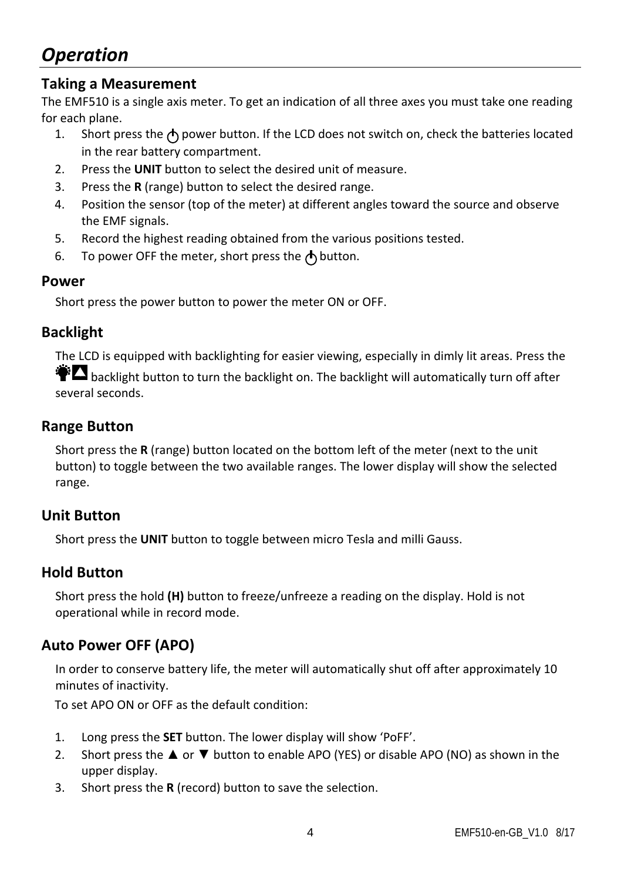# *Operation*

## Taking a Measurement

The EMF510 is a single axis meter. To get an indication of all three axes you must take one reading for each plane.

1. Short press the ⏻ power button. If the LCD does not switch on, check the batteries located in the rear battery compartment.
2. Press the **UNIT** button to select the desired unit of measure.
3. Press the **R** (range) button to select the desired range.
4. Position the sensor (top of the meter) at different angles toward the source and observe the EMF signals.
5. Record the highest reading obtained from the various positions tested.
6. To power OFF the meter, short press the ⏻ button.

## Power

Short press the power button to power the meter ON or OFF.

## Backlight

The LCD is equipped with backlighting for easier viewing, especially in dimly lit areas. Press the ▲ backlight button to turn the backlight on. The backlight will automatically turn off after several seconds.

## Range Button

Short press the **R** (range) button located on the bottom left of the meter (next to the unit button) to toggle between the two available ranges. The lower display will show the selected range.

## Unit Button

Short press the **UNIT** button to toggle between micro Tesla and milli Gauss.

## Hold Button

Short press the hold **(H)** button to freeze/unfreeze a reading on the display. Hold is not operational while in record mode.

## Auto Power OFF (APO)

In order to conserve battery life, the meter will automatically shut off after approximately 10 minutes of inactivity.

To set APO ON or OFF as the default condition:

1. Long press the **SET** button. The lower display will show 'PoFF'.
2. Short press the ▲ or ▼ button to enable APO (YES) or disable APO (NO) as shown in the upper display.
3. Short press the **R** (record) button to save the selection.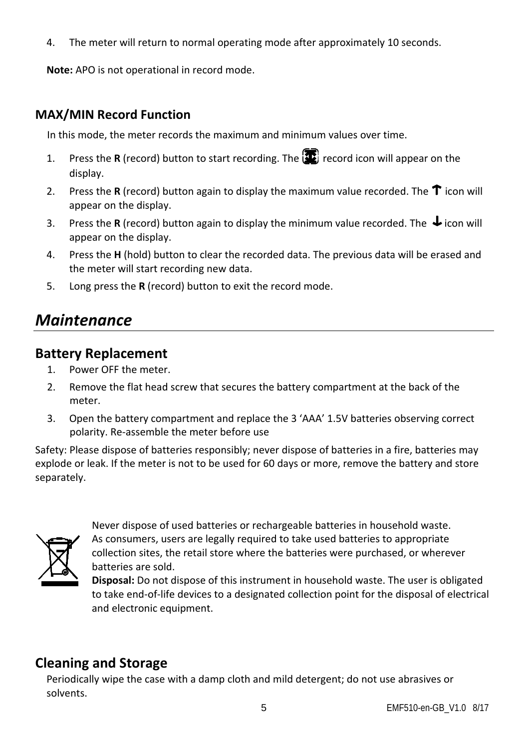4. The meter will return to normal operating mode after approximately 10 seconds.

**Note:** APO is not operational in record mode.

### MAX/MIN Record Function

In this mode, the meter records the maximum and minimum values over time.

1. Press the **R** (record) button to start recording. The record icon will appear on the display.
2. Press the **R** (record) button again to display the maximum value recorded. The ↑ icon will appear on the display.
3. Press the **R** (record) button again to display the minimum value recorded. The ↓ icon will appear on the display.
4. Press the **H** (hold) button to clear the recorded data. The previous data will be erased and the meter will start recording new data.
5. Long press the **R** (record) button to exit the record mode.

## *Maintenance*

### Battery Replacement

1. Power OFF the meter.
2. Remove the flat head screw that secures the battery compartment at the back of the meter.
3. Open the battery compartment and replace the 3 'AAA' 1.5V batteries observing correct polarity. Re-assemble the meter before use

Safety: Please dispose of batteries responsibly; never dispose of batteries in a fire, batteries may explode or leak. If the meter is not to be used for 60 days or more, remove the battery and store separately.

Never dispose of used batteries or rechargeable batteries in household waste.
As consumers, users are legally required to take used batteries to appropriate collection sites, the retail store where the batteries were purchased, or wherever batteries are sold.
**Disposal:** Do not dispose of this instrument in household waste. The user is obligated to take end-of-life devices to a designated collection point for the disposal of electrical and electronic equipment.

### Cleaning and Storage

Periodically wipe the case with a damp cloth and mild detergent; do not use abrasives or solvents.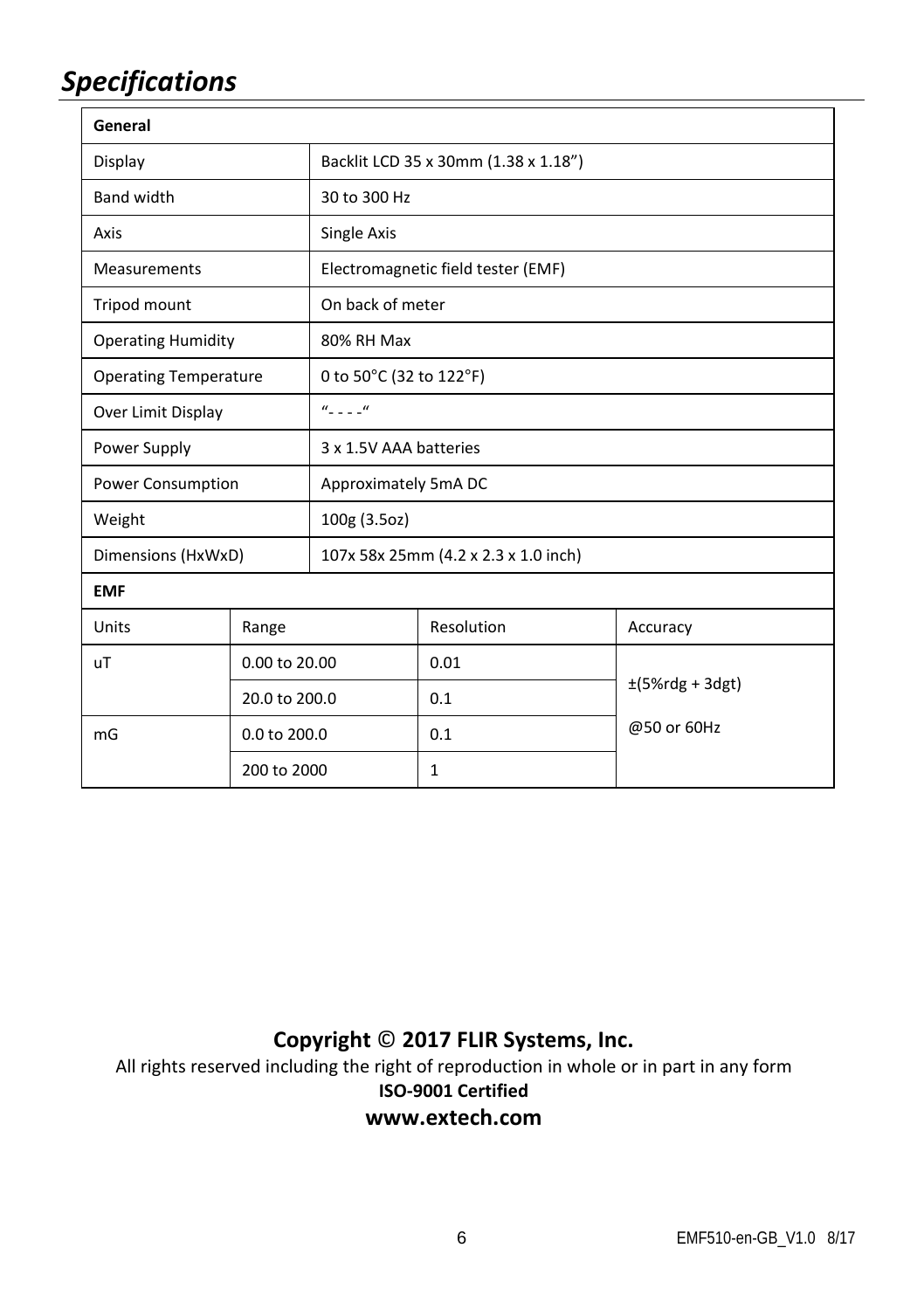# *Specifications*

| General | |
|---|---|
| Display | Backlit LCD 35 x 30mm (1.38 x 1.18”) |
| Band width | 30 to 300 Hz |
| Axis | Single Axis |
| Measurements | Electromagnetic field tester (EMF) |
| Tripod mount | On back of meter |
| Operating Humidity | 80% RH Max |
| Operating Temperature | 0 to 50°C (32 to 122°F) |
| Over Limit Display | “- - - -“ |
| Power Supply | 3 x 1.5V AAA batteries |
| Power Consumption | Approximately 5mA DC |
| Weight | 100g (3.5oz) |
| Dimensions (HxWxD) | 107x 58x 25mm (4.2 x 2.3 x 1.0 inch) |

| EMF | | | |
|---|---|---|---|
| Units | Range | Resolution | Accuracy |
| uT | 0.00 to 20.00 | 0.01 | ±(5%rdg + 3dgt) @50 or 60Hz |
| | 20.0 to 200.0 | 0.1 | |
| mG | 0.0 to 200.0 | 0.1 | |
| | 200 to 2000 | 1 | |

**Copyright © 2017 FLIR Systems, Inc.**

All rights reserved including the right of reproduction in whole or in part in any form

**ISO-9001 Certified**

**www.extech.com**

EMF510-en-GB_V1.0 8/17